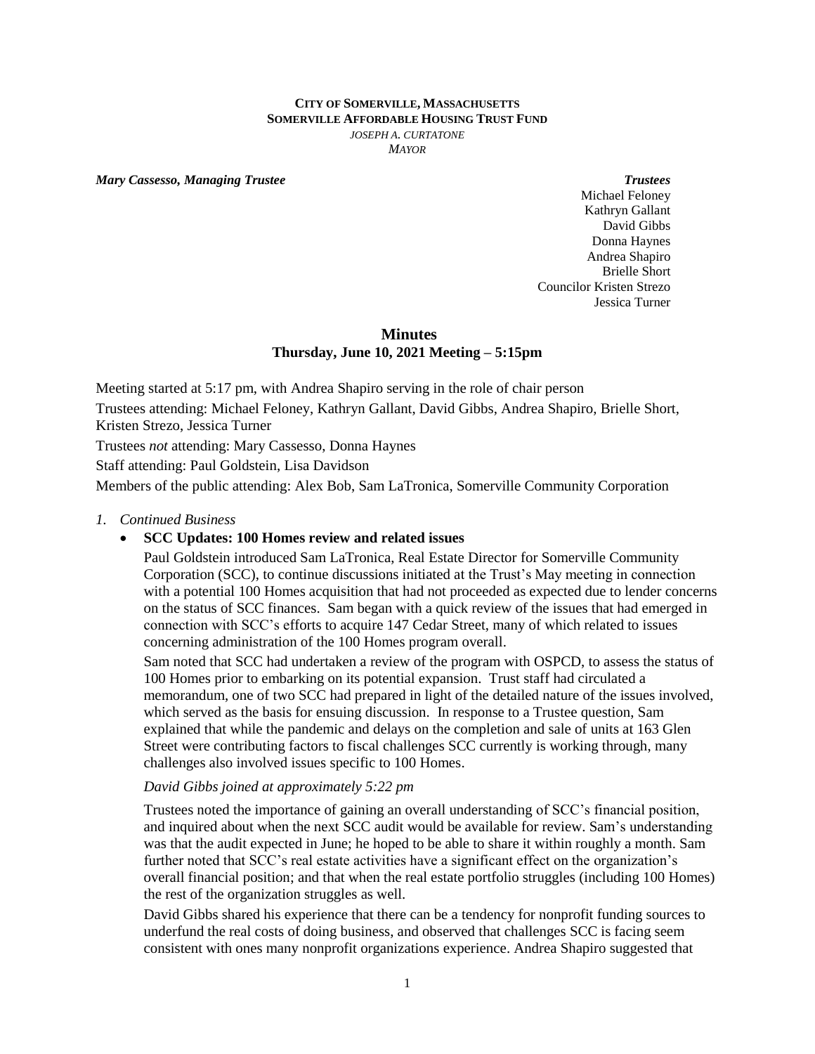**CITY OF SOMERVILLE, MASSACHUSETTS**
**SOMERVILLE AFFORDABLE HOUSING TRUST FUND**
*JOSEPH A. CURTATONE*
*MAYOR*

***Mary Cassesso, Managing Trustee***

***Trustees***
Michael Feloney
Kathryn Gallant
David Gibbs
Donna Haynes
Andrea Shapiro
Brielle Short
Councilor Kristen Strezo
Jessica Turner

## Minutes
### Thursday, June 10, 2021 Meeting – 5:15pm

Meeting started at 5:17 pm, with Andrea Shapiro serving in the role of chair person

Trustees attending: Michael Feloney, Kathryn Gallant, David Gibbs, Andrea Shapiro, Brielle Short, Kristen Strezo, Jessica Turner

Trustees *not* attending: Mary Cassesso, Donna Haynes

Staff attending: Paul Goldstein, Lisa Davidson

Members of the public attending: Alex Bob, Sam LaTronica, Somerville Community Corporation

*1. Continued Business*

- **SCC Updates: 100 Homes review and related issues**

  Paul Goldstein introduced Sam LaTronica, Real Estate Director for Somerville Community Corporation (SCC), to continue discussions initiated at the Trust's May meeting in connection with a potential 100 Homes acquisition that had not proceeded as expected due to lender concerns on the status of SCC finances. Sam began with a quick review of the issues that had emerged in connection with SCC's efforts to acquire 147 Cedar Street, many of which related to issues concerning administration of the 100 Homes program overall.

  Sam noted that SCC had undertaken a review of the program with OSPCD, to assess the status of 100 Homes prior to embarking on its potential expansion. Trust staff had circulated a memorandum, one of two SCC had prepared in light of the detailed nature of the issues involved, which served as the basis for ensuing discussion. In response to a Trustee question, Sam explained that while the pandemic and delays on the completion and sale of units at 163 Glen Street were contributing factors to fiscal challenges SCC currently is working through, many challenges also involved issues specific to 100 Homes.

  *David Gibbs joined at approximately 5:22 pm*

  Trustees noted the importance of gaining an overall understanding of SCC's financial position, and inquired about when the next SCC audit would be available for review. Sam's understanding was that the audit expected in June; he hoped to be able to share it within roughly a month. Sam further noted that SCC's real estate activities have a significant effect on the organization's overall financial position; and that when the real estate portfolio struggles (including 100 Homes) the rest of the organization struggles as well.

  David Gibbs shared his experience that there can be a tendency for nonprofit funding sources to underfund the real costs of doing business, and observed that challenges SCC is facing seem consistent with ones many nonprofit organizations experience. Andrea Shapiro suggested that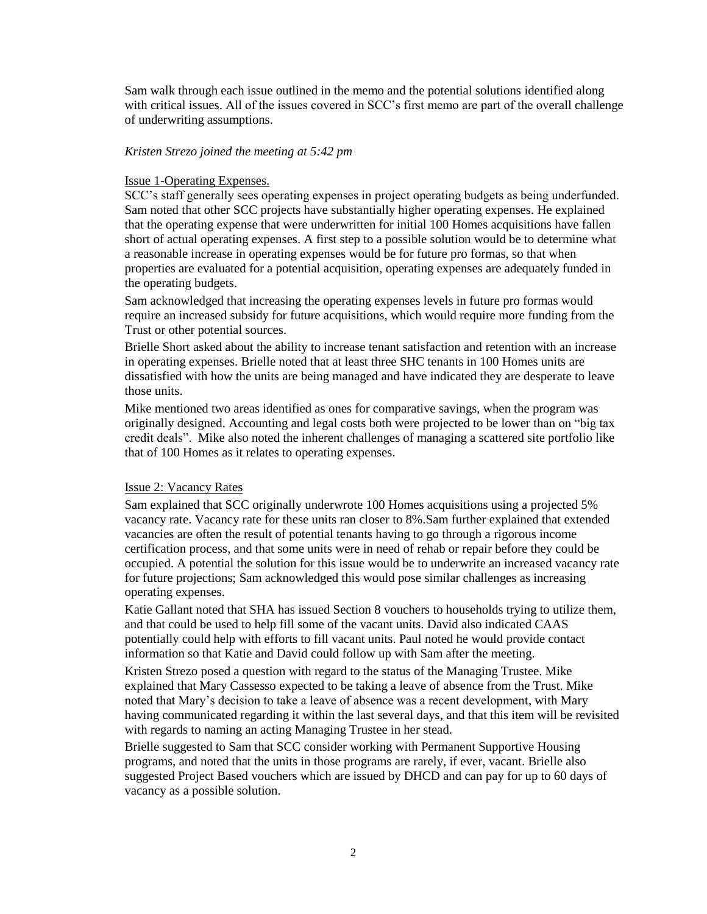Sam walk through each issue outlined in the memo and the potential solutions identified along with critical issues. All of the issues covered in SCC's first memo are part of the overall challenge of underwriting assumptions.

*Kristen Strezo joined the meeting at 5:42 pm*

Issue 1-Operating Expenses.

SCC's staff generally sees operating expenses in project operating budgets as being underfunded. Sam noted that other SCC projects have substantially higher operating expenses. He explained that the operating expense that were underwritten for initial 100 Homes acquisitions have fallen short of actual operating expenses. A first step to a possible solution would be to determine what a reasonable increase in operating expenses would be for future pro formas, so that when properties are evaluated for a potential acquisition, operating expenses are adequately funded in the operating budgets.

Sam acknowledged that increasing the operating expenses levels in future pro formas would require an increased subsidy for future acquisitions, which would require more funding from the Trust or other potential sources.

Brielle Short asked about the ability to increase tenant satisfaction and retention with an increase in operating expenses. Brielle noted that at least three SHC tenants in 100 Homes units are dissatisfied with how the units are being managed and have indicated they are desperate to leave those units.

Mike mentioned two areas identified as ones for comparative savings, when the program was originally designed. Accounting and legal costs both were projected to be lower than on "big tax credit deals". Mike also noted the inherent challenges of managing a scattered site portfolio like that of 100 Homes as it relates to operating expenses.

Issue 2: Vacancy Rates

Sam explained that SCC originally underwrote 100 Homes acquisitions using a projected 5% vacancy rate. Vacancy rate for these units ran closer to 8%.Sam further explained that extended vacancies are often the result of potential tenants having to go through a rigorous income certification process, and that some units were in need of rehab or repair before they could be occupied. A potential the solution for this issue would be to underwrite an increased vacancy rate for future projections; Sam acknowledged this would pose similar challenges as increasing operating expenses.

Katie Gallant noted that SHA has issued Section 8 vouchers to households trying to utilize them, and that could be used to help fill some of the vacant units. David also indicated CAAS potentially could help with efforts to fill vacant units. Paul noted he would provide contact information so that Katie and David could follow up with Sam after the meeting.

Kristen Strezo posed a question with regard to the status of the Managing Trustee. Mike explained that Mary Cassesso expected to be taking a leave of absence from the Trust. Mike noted that Mary's decision to take a leave of absence was a recent development, with Mary having communicated regarding it within the last several days, and that this item will be revisited with regards to naming an acting Managing Trustee in her stead.

Brielle suggested to Sam that SCC consider working with Permanent Supportive Housing programs, and noted that the units in those programs are rarely, if ever, vacant. Brielle also suggested Project Based vouchers which are issued by DHCD and can pay for up to 60 days of vacancy as a possible solution.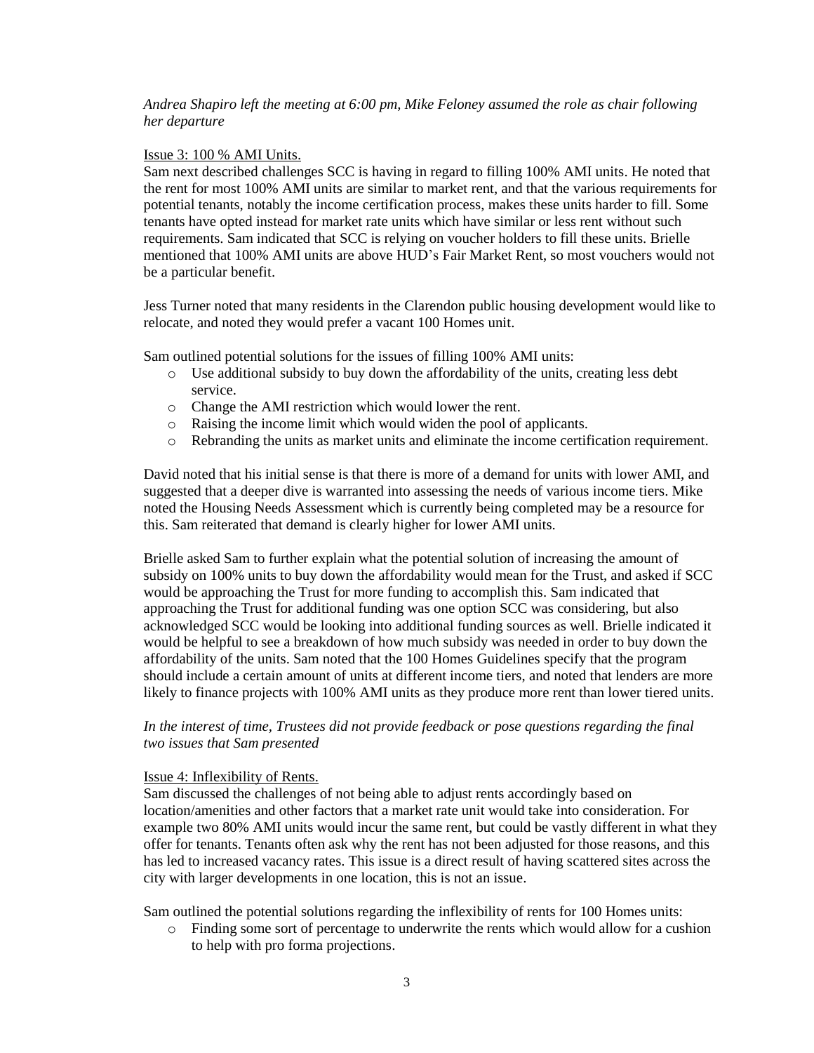*Andrea Shapiro left the meeting at 6:00 pm, Mike Feloney assumed the role as chair following her departure*

Issue 3: 100 % AMI Units.

Sam next described challenges SCC is having in regard to filling 100% AMI units. He noted that the rent for most 100% AMI units are similar to market rent, and that the various requirements for potential tenants, notably the income certification process, makes these units harder to fill. Some tenants have opted instead for market rate units which have similar or less rent without such requirements. Sam indicated that SCC is relying on voucher holders to fill these units. Brielle mentioned that 100% AMI units are above HUD's Fair Market Rent, so most vouchers would not be a particular benefit.

Jess Turner noted that many residents in the Clarendon public housing development would like to relocate, and noted they would prefer a vacant 100 Homes unit.

Sam outlined potential solutions for the issues of filling 100% AMI units:

- Use additional subsidy to buy down the affordability of the units, creating less debt service.
- Change the AMI restriction which would lower the rent.
- Raising the income limit which would widen the pool of applicants.
- Rebranding the units as market units and eliminate the income certification requirement.

David noted that his initial sense is that there is more of a demand for units with lower AMI, and suggested that a deeper dive is warranted into assessing the needs of various income tiers. Mike noted the Housing Needs Assessment which is currently being completed may be a resource for this. Sam reiterated that demand is clearly higher for lower AMI units.

Brielle asked Sam to further explain what the potential solution of increasing the amount of subsidy on 100% units to buy down the affordability would mean for the Trust, and asked if SCC would be approaching the Trust for more funding to accomplish this. Sam indicated that approaching the Trust for additional funding was one option SCC was considering, but also acknowledged SCC would be looking into additional funding sources as well. Brielle indicated it would be helpful to see a breakdown of how much subsidy was needed in order to buy down the affordability of the units. Sam noted that the 100 Homes Guidelines specify that the program should include a certain amount of units at different income tiers, and noted that lenders are more likely to finance projects with 100% AMI units as they produce more rent than lower tiered units.

*In the interest of time, Trustees did not provide feedback or pose questions regarding the final two issues that Sam presented*

Issue 4: Inflexibility of Rents.

Sam discussed the challenges of not being able to adjust rents accordingly based on location/amenities and other factors that a market rate unit would take into consideration. For example two 80% AMI units would incur the same rent, but could be vastly different in what they offer for tenants. Tenants often ask why the rent has not been adjusted for those reasons, and this has led to increased vacancy rates. This issue is a direct result of having scattered sites across the city with larger developments in one location, this is not an issue.

Sam outlined the potential solutions regarding the inflexibility of rents for 100 Homes units:

- Finding some sort of percentage to underwrite the rents which would allow for a cushion to help with pro forma projections.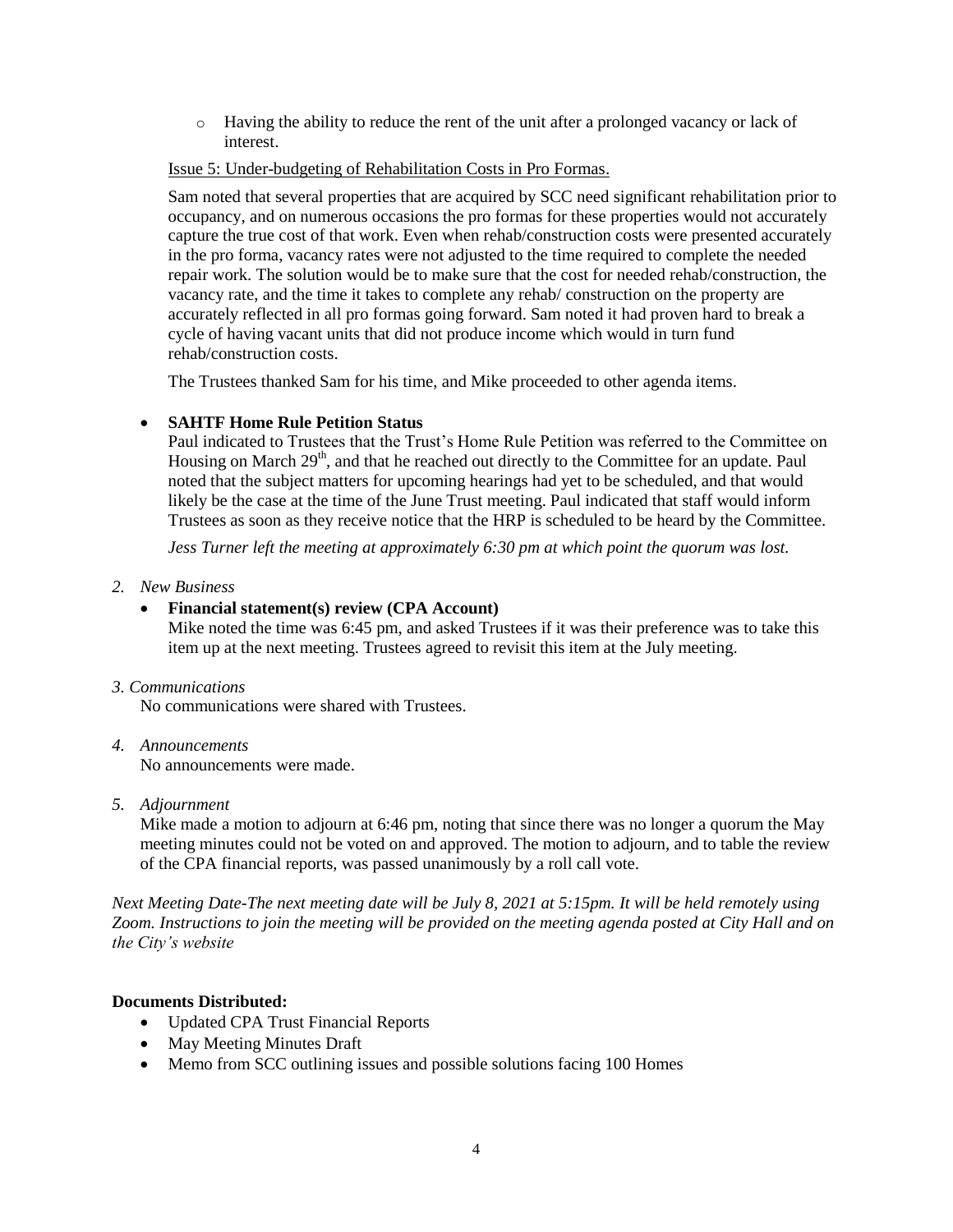- Having the ability to reduce the rent of the unit after a prolonged vacancy or lack of interest.

  Issue 5: Under-budgeting of Rehabilitation Costs in Pro Formas.

  Sam noted that several properties that are acquired by SCC need significant rehabilitation prior to occupancy, and on numerous occasions the pro formas for these properties would not accurately capture the true cost of that work. Even when rehab/construction costs were presented accurately in the pro forma, vacancy rates were not adjusted to the time required to complete the needed repair work. The solution would be to make sure that the cost for needed rehab/construction, the vacancy rate, and the time it takes to complete any rehab/ construction on the property are accurately reflected in all pro formas going forward. Sam noted it had proven hard to break a cycle of having vacant units that did not produce income which would in turn fund rehab/construction costs.

  The Trustees thanked Sam for his time, and Mike proceeded to other agenda items.

- **SAHTF Home Rule Petition Status**
  Paul indicated to Trustees that the Trust's Home Rule Petition was referred to the Committee on Housing on March 29th, and that he reached out directly to the Committee for an update. Paul noted that the subject matters for upcoming hearings had yet to be scheduled, and that would likely be the case at the time of the June Trust meeting. Paul indicated that staff would inform Trustees as soon as they receive notice that the HRP is scheduled to be heard by the Committee.

  *Jess Turner left the meeting at approximately 6:30 pm at which point the quorum was lost.*

*2. New Business*

- **Financial statement(s) review (CPA Account)**
  Mike noted the time was 6:45 pm, and asked Trustees if it was their preference was to take this item up at the next meeting. Trustees agreed to revisit this item at the July meeting.

*3. Communications*

No communications were shared with Trustees.

*4. Announcements*

No announcements were made.

*5. Adjournment*

Mike made a motion to adjourn at 6:46 pm, noting that since there was no longer a quorum the May meeting minutes could not be voted on and approved. The motion to adjourn, and to table the review of the CPA financial reports, was passed unanimously by a roll call vote.

*Next Meeting Date-The next meeting date will be July 8, 2021 at 5:15pm. It will be held remotely using Zoom. Instructions to join the meeting will be provided on the meeting agenda posted at City Hall and on the City's website*

**Documents Distributed:**

- Updated CPA Trust Financial Reports
- May Meeting Minutes Draft
- Memo from SCC outlining issues and possible solutions facing 100 Homes